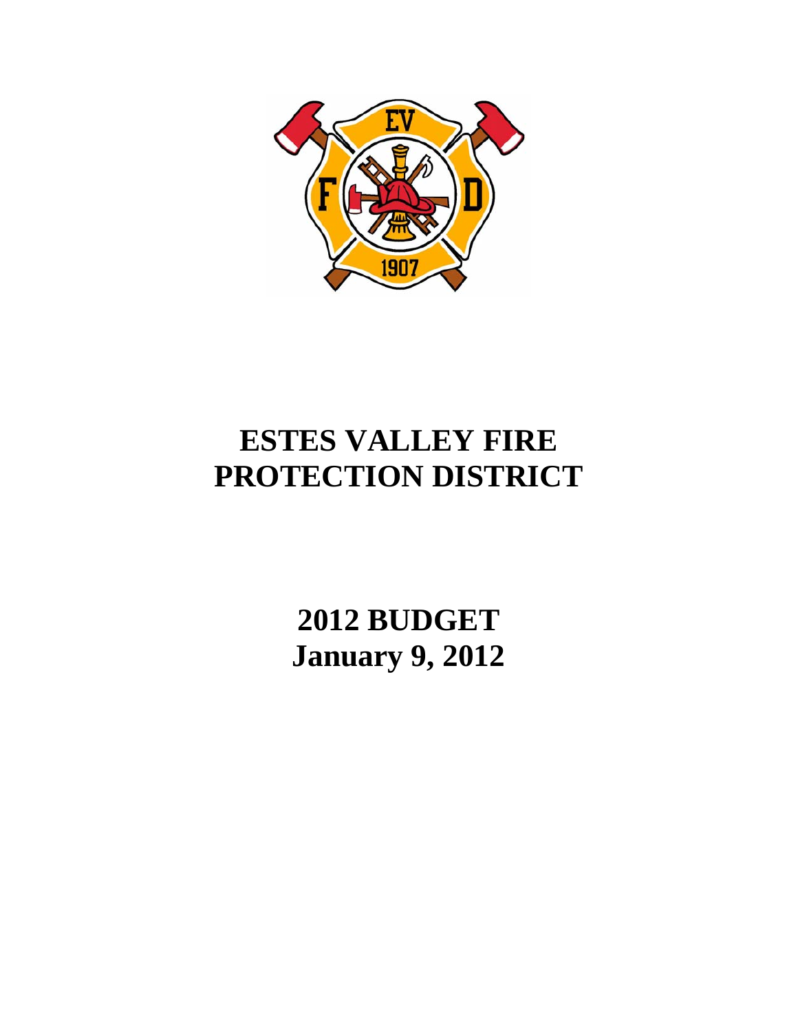# ESTES VALLEY FIRE PROTECTION DISTRICT

## 2012 BUDGET
## January 9, 2012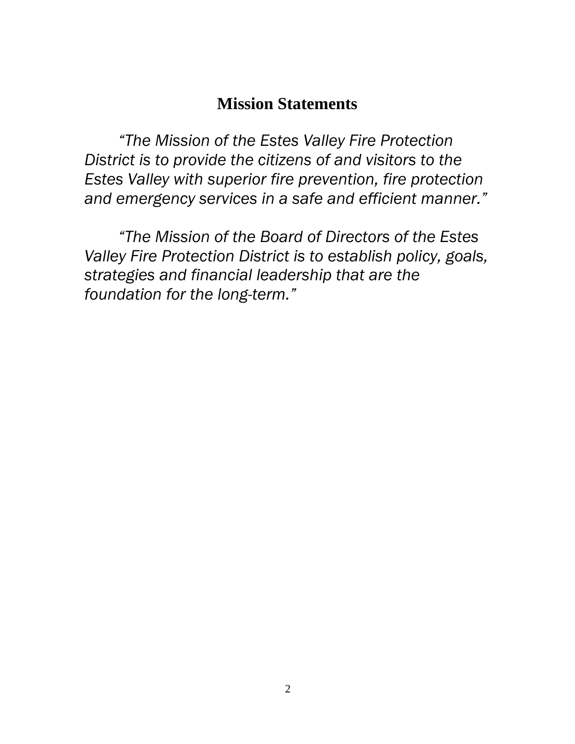# Mission Statements

*"The Mission of the Estes Valley Fire Protection District is to provide the citizens of and visitors to the Estes Valley with superior fire prevention, fire protection and emergency services in a safe and efficient manner."*

*"The Mission of the Board of Directors of the Estes Valley Fire Protection District is to establish policy, goals, strategies and financial leadership that are the foundation for the long-term."*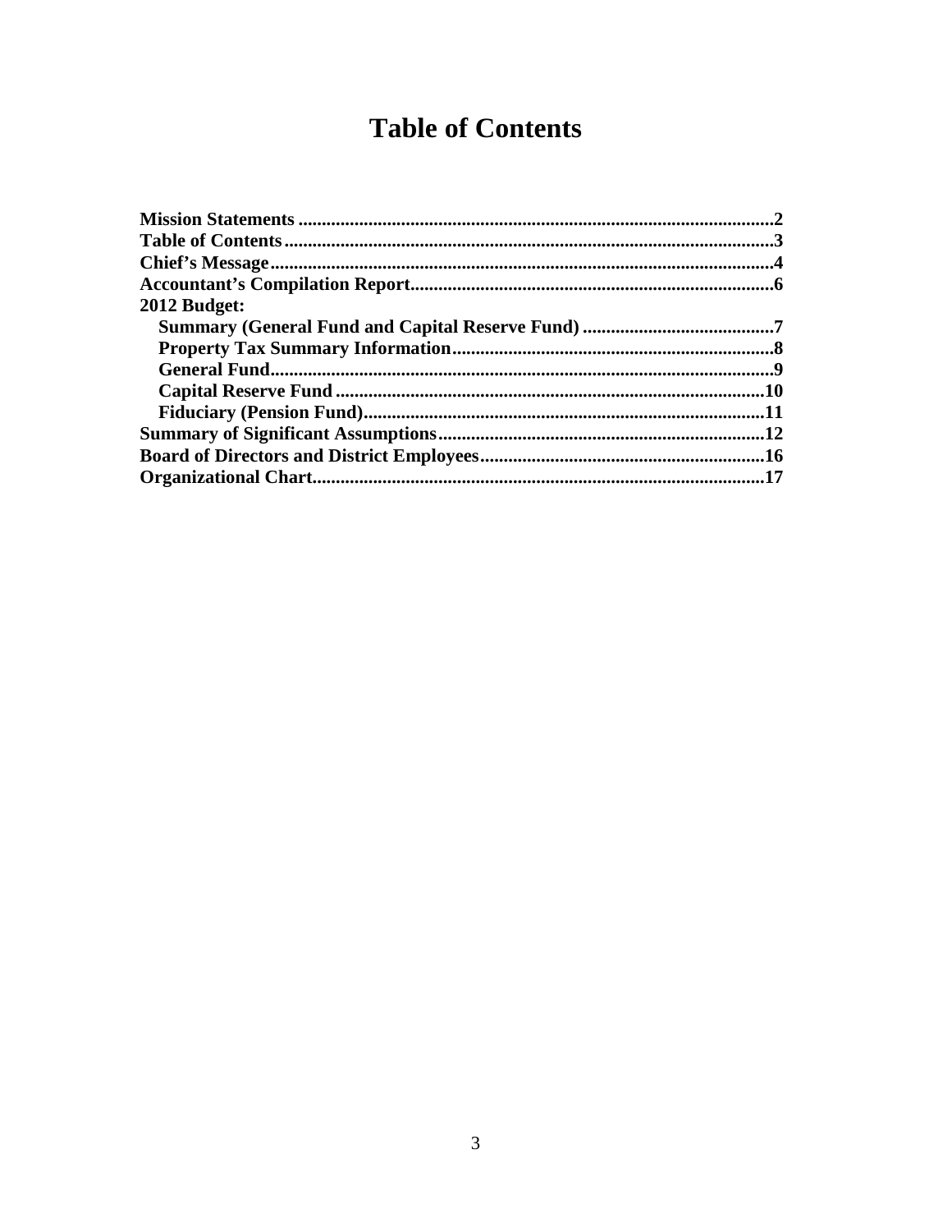# Table of Contents

**Mission Statements** ....................................................................................................**2**
**Table of Contents**........................................................................................................**3**
**Chief's Message**...........................................................................................................**4**
**Accountant's Compilation Report**.............................................................................**6**
**2012 Budget:**
- **Summary (General Fund and Capital Reserve Fund)** .........................................**7**
- **Property Tax Summary Information**....................................................................**8**
- **General Fund**...........................................................................................................**9**
- **Capital Reserve Fund** ...........................................................................................**10**
- **Fiduciary (Pension Fund)**.....................................................................................**11**

**Summary of Significant Assumptions**......................................................................**12**
**Board of Directors and District Employees**.............................................................**16**
**Organizational Chart**.................................................................................................**17**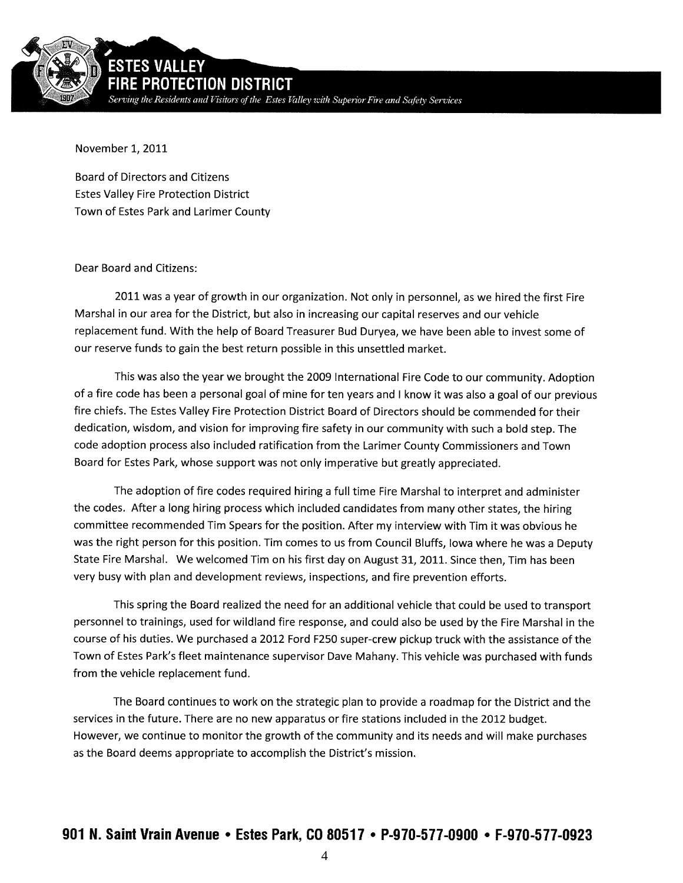# ESTES VALLEY FIRE PROTECTION DISTRICT

*Serving the Residents and Visitors of the Estes Valley with Superior Fire and Safety Services*

November 1, 2011

Board of Directors and Citizens
Estes Valley Fire Protection District
Town of Estes Park and Larimer County

Dear Board and Citizens:

2011 was a year of growth in our organization. Not only in personnel, as we hired the first Fire Marshal in our area for the District, but also in increasing our capital reserves and our vehicle replacement fund. With the help of Board Treasurer Bud Duryea, we have been able to invest some of our reserve funds to gain the best return possible in this unsettled market.

This was also the year we brought the 2009 International Fire Code to our community. Adoption of a fire code has been a personal goal of mine for ten years and I know it was also a goal of our previous fire chiefs. The Estes Valley Fire Protection District Board of Directors should be commended for their dedication, wisdom, and vision for improving fire safety in our community with such a bold step. The code adoption process also included ratification from the Larimer County Commissioners and Town Board for Estes Park, whose support was not only imperative but greatly appreciated.

The adoption of fire codes required hiring a full time Fire Marshal to interpret and administer the codes. After a long hiring process which included candidates from many other states, the hiring committee recommended Tim Spears for the position. After my interview with Tim it was obvious he was the right person for this position. Tim comes to us from Council Bluffs, Iowa where he was a Deputy State Fire Marshal. We welcomed Tim on his first day on August 31, 2011. Since then, Tim has been very busy with plan and development reviews, inspections, and fire prevention efforts.

This spring the Board realized the need for an additional vehicle that could be used to transport personnel to trainings, used for wildland fire response, and could also be used by the Fire Marshal in the course of his duties. We purchased a 2012 Ford F250 super-crew pickup truck with the assistance of the Town of Estes Park's fleet maintenance supervisor Dave Mahany. This vehicle was purchased with funds from the vehicle replacement fund.

The Board continues to work on the strategic plan to provide a roadmap for the District and the services in the future. There are no new apparatus or fire stations included in the 2012 budget. However, we continue to monitor the growth of the community and its needs and will make purchases as the Board deems appropriate to accomplish the District's mission.

**901 N. Saint Vrain Avenue • Estes Park, CO 80517 • P-970-577-0900 • F-970-577-0923**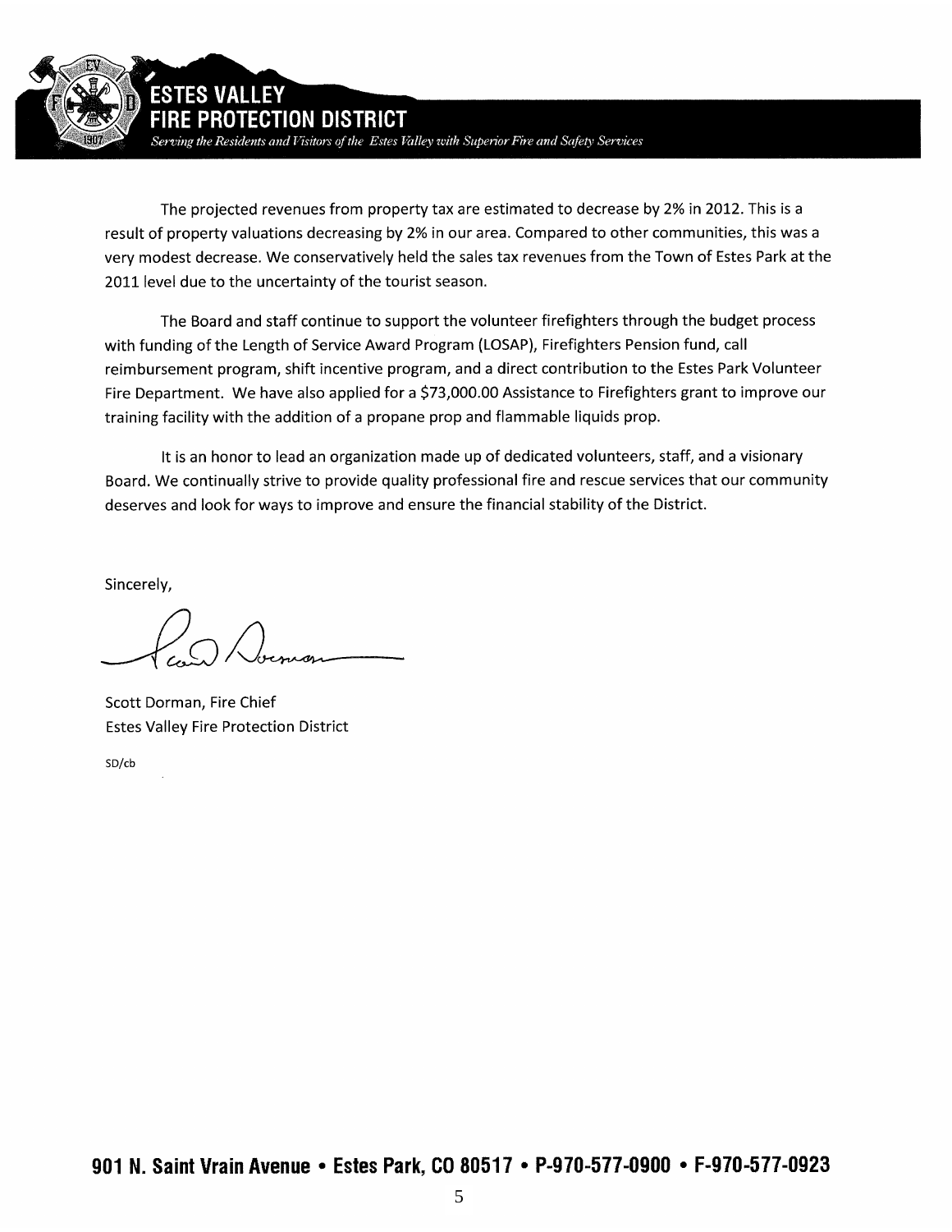The projected revenues from property tax are estimated to decrease by 2% in 2012. This is a result of property valuations decreasing by 2% in our area. Compared to other communities, this was a very modest decrease. We conservatively held the sales tax revenues from the Town of Estes Park at the 2011 level due to the uncertainty of the tourist season.

The Board and staff continue to support the volunteer firefighters through the budget process with funding of the Length of Service Award Program (LOSAP), Firefighters Pension fund, call reimbursement program, shift incentive program, and a direct contribution to the Estes Park Volunteer Fire Department. We have also applied for a $73,000.00 Assistance to Firefighters grant to improve our training facility with the addition of a propane prop and flammable liquids prop.

It is an honor to lead an organization made up of dedicated volunteers, staff, and a visionary Board. We continually strive to provide quality professional fire and rescue services that our community deserves and look for ways to improve and ensure the financial stability of the District.

Sincerely,

Scott Dorman, Fire Chief
Estes Valley Fire Protection District

SD/cb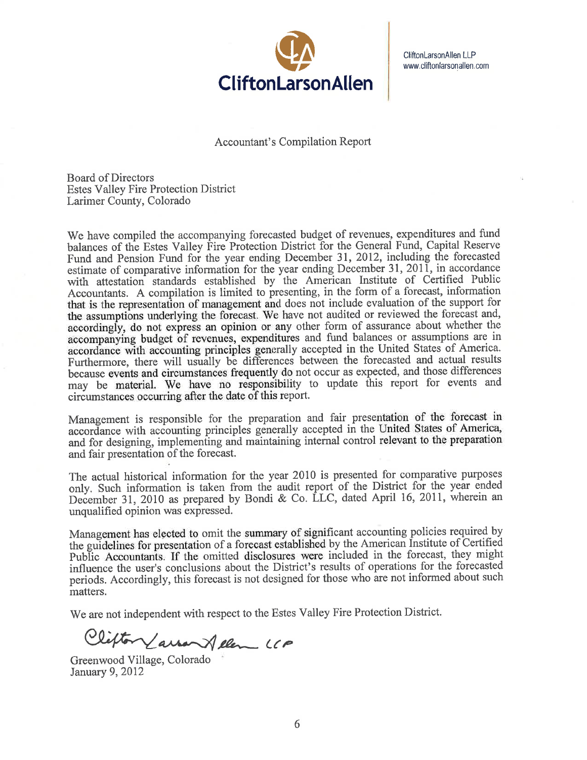CliftonLarsonAllen

CliftonLarsonAllen LLP
www.cliftonlarsonallen.com

# Accountant's Compilation Report

Board of Directors
Estes Valley Fire Protection District
Larimer County, Colorado

We have compiled the accompanying forecasted budget of revenues, expenditures and fund balances of the Estes Valley Fire Protection District for the General Fund, Capital Reserve Fund and Pension Fund for the year ending December 31, 2012, including the forecasted estimate of comparative information for the year ending December 31, 2011, in accordance with attestation standards established by the American Institute of Certified Public Accountants. A compilation is limited to presenting, in the form of a forecast, information that is the representation of management and does not include evaluation of the support for the assumptions underlying the forecast. We have not audited or reviewed the forecast and, accordingly, do not express an opinion or any other form of assurance about whether the accompanying budget of revenues, expenditures and fund balances or assumptions are in accordance with accounting principles generally accepted in the United States of America. Furthermore, there will usually be differences between the forecasted and actual results because events and circumstances frequently do not occur as expected, and those differences may be material. We have no responsibility to update this report for events and circumstances occurring after the date of this report.

Management is responsible for the preparation and fair presentation of the forecast in accordance with accounting principles generally accepted in the United States of America, and for designing, implementing and maintaining internal control relevant to the preparation and fair presentation of the forecast.

The actual historical information for the year 2010 is presented for comparative purposes only. Such information is taken from the audit report of the District for the year ended December 31, 2010 as prepared by Bondi & Co. LLC, dated April 16, 2011, wherein an unqualified opinion was expressed.

Management has elected to omit the summary of significant accounting policies required by the guidelines for presentation of a forecast established by the American Institute of Certified Public Accountants. If the omitted disclosures were included in the forecast, they might influence the user's conclusions about the District's results of operations for the forecasted periods. Accordingly, this forecast is not designed for those who are not informed about such matters.

We are not independent with respect to the Estes Valley Fire Protection District.

CliftonLarsonAllen LLP

Greenwood Village, Colorado
January 9, 2012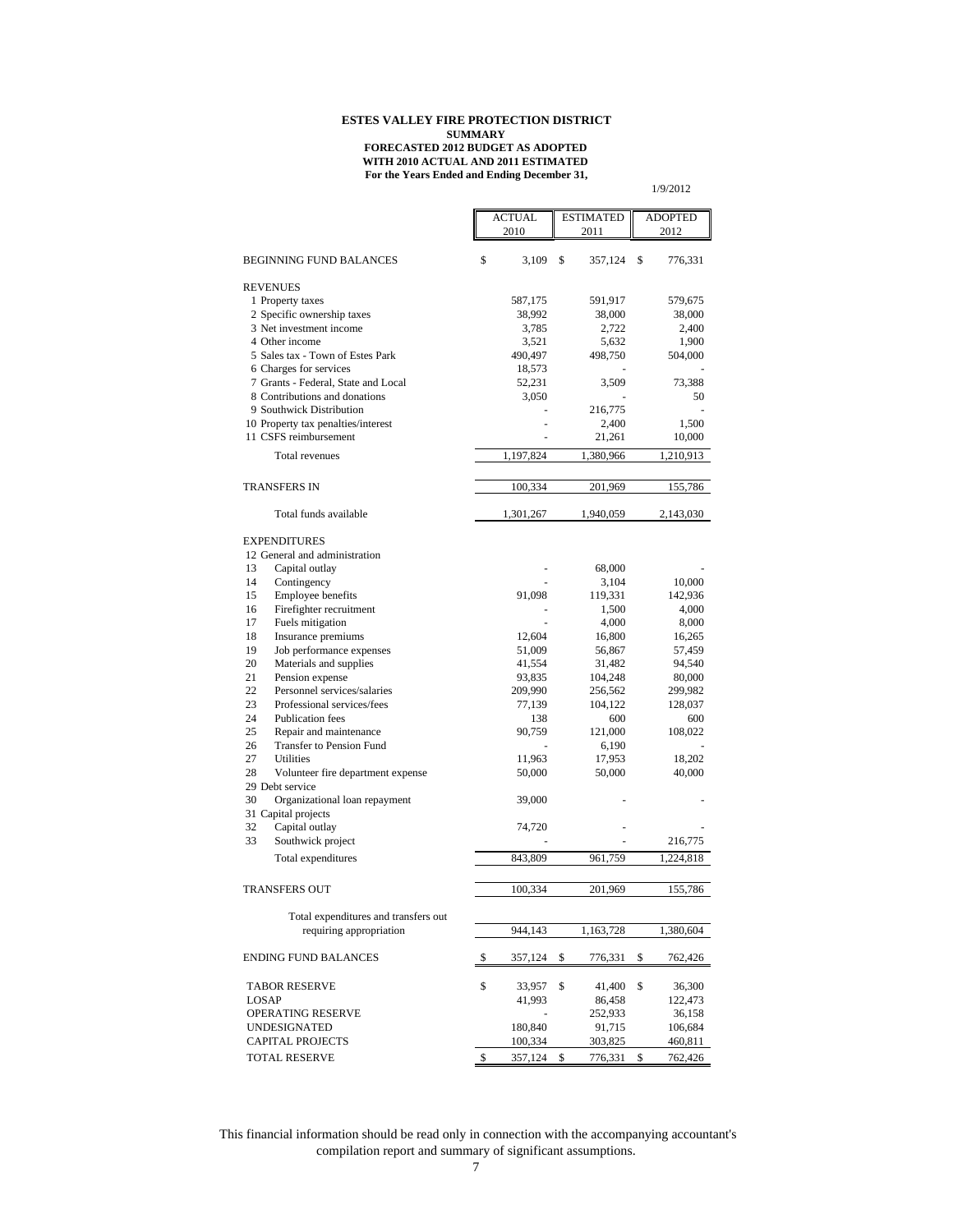**ESTES VALLEY FIRE PROTECTION DISTRICT**
**SUMMARY**
**FORECASTED 2012 BUDGET AS ADOPTED**
**WITH 2010 ACTUAL AND 2011 ESTIMATED**
**For the Years Ended and Ending December 31,**

1/9/2012

| | ACTUAL 2010 | ESTIMATED 2011 | ADOPTED 2012 |
|---|---|---|---|
| BEGINNING FUND BALANCES | $ 3,109 | $ 357,124 | $ 776,331 |
| REVENUES | | | |
| 1 Property taxes | 587,175 | 591,917 | 579,675 |
| 2 Specific ownership taxes | 38,992 | 38,000 | 38,000 |
| 3 Net investment income | 3,785 | 2,722 | 2,400 |
| 4 Other income | 3,521 | 5,632 | 1,900 |
| 5 Sales tax - Town of Estes Park | 490,497 | 498,750 | 504,000 |
| 6 Charges for services | 18,573 | - | - |
| 7 Grants - Federal, State and Local | 52,231 | 3,509 | 73,388 |
| 8 Contributions and donations | 3,050 | - | 50 |
| 9 Southwick Distribution | - | 216,775 | - |
| 10 Property tax penalties/interest | - | 2,400 | 1,500 |
| 11 CSFS reimbursement | - | 21,261 | 10,000 |
| Total revenues | 1,197,824 | 1,380,966 | 1,210,913 |
| TRANSFERS IN | 100,334 | 201,969 | 155,786 |
| Total funds available | 1,301,267 | 1,940,059 | 2,143,030 |
| EXPENDITURES | | | |
| 12 General and administration | | | |
| 13 Capital outlay | - | 68,000 | - |
| 14 Contingency | - | 3,104 | 10,000 |
| 15 Employee benefits | 91,098 | 119,331 | 142,936 |
| 16 Firefighter recruitment | - | 1,500 | 4,000 |
| 17 Fuels mitigation | - | 4,000 | 8,000 |
| 18 Insurance premiums | 12,604 | 16,800 | 16,265 |
| 19 Job performance expenses | 51,009 | 56,867 | 57,459 |
| 20 Materials and supplies | 41,554 | 31,482 | 94,540 |
| 21 Pension expense | 93,835 | 104,248 | 80,000 |
| 22 Personnel services/salaries | 209,990 | 256,562 | 299,982 |
| 23 Professional services/fees | 77,139 | 104,122 | 128,037 |
| 24 Publication fees | 138 | 600 | 600 |
| 25 Repair and maintenance | 90,759 | 121,000 | 108,022 |
| 26 Transfer to Pension Fund | - | 6,190 | - |
| 27 Utilities | 11,963 | 17,953 | 18,202 |
| 28 Volunteer fire department expense | 50,000 | 50,000 | 40,000 |
| 29 Debt service | | | |
| 30 Organizational loan repayment | 39,000 | - | - |
| 31 Capital projects | | | |
| 32 Capital outlay | 74,720 | - | - |
| 33 Southwick project | - | - | 216,775 |
| Total expenditures | 843,809 | 961,759 | 1,224,818 |
| TRANSFERS OUT | 100,334 | 201,969 | 155,786 |
| Total expenditures and transfers out requiring appropriation | 944,143 | 1,163,728 | 1,380,604 |
| ENDING FUND BALANCES | $ 357,124 | $ 776,331 | $ 762,426 |
| TABOR RESERVE | $ 33,957 | $ 41,400 | $ 36,300 |
| LOSAP | 41,993 | 86,458 | 122,473 |
| OPERATING RESERVE | - | 252,933 | 36,158 |
| UNDESIGNATED | 180,840 | 91,715 | 106,684 |
| CAPITAL PROJECTS | 100,334 | 303,825 | 460,811 |
| TOTAL RESERVE | $ 357,124 | $ 776,331 | $ 762,426 |

This financial information should be read only in connection with the accompanying accountant's compilation report and summary of significant assumptions.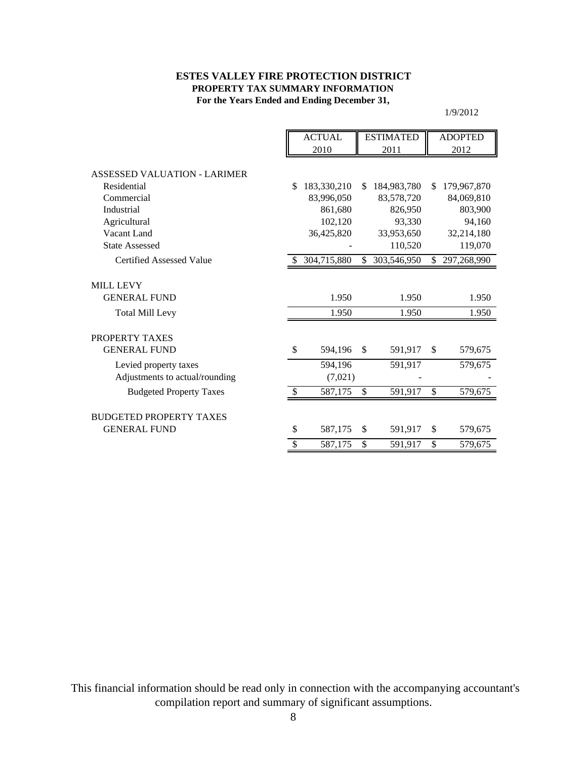# ESTES VALLEY FIRE PROTECTION DISTRICT

## PROPERTY TAX SUMMARY INFORMATION

### For the Years Ended and Ending December 31,

1/9/2012

| | ACTUAL 2010 | ESTIMATED 2011 | ADOPTED 2012 |
|---|---|---|---|
| **ASSESSED VALUATION - LARIMER** | | | |
| Residential | $ 183,330,210 | $ 184,983,780 | $ 179,967,870 |
| Commercial | 83,996,050 | 83,578,720 | 84,069,810 |
| Industrial | 861,680 | 826,950 | 803,900 |
| Agricultural | 102,120 | 93,330 | 94,160 |
| Vacant Land | 36,425,820 | 33,953,650 | 32,214,180 |
| State Assessed | - | 110,520 | 119,070 |
| Certified Assessed Value | $ 304,715,880 | $ 303,546,950 | $ 297,268,990 |
| **MILL LEVY** | | | |
| GENERAL FUND | 1.950 | 1.950 | 1.950 |
| Total Mill Levy | 1.950 | 1.950 | 1.950 |
| **PROPERTY TAXES** | | | |
| GENERAL FUND | $ 594,196 | $ 591,917 | $ 579,675 |
| Levied property taxes | 594,196 | 591,917 | 579,675 |
| Adjustments to actual/rounding | (7,021) | - | - |
| Budgeted Property Taxes | $ 587,175 | $ 591,917 | $ 579,675 |
| **BUDGETED PROPERTY TAXES** | | | |
| GENERAL FUND | $ 587,175 | $ 591,917 | $ 579,675 |
| | $ 587,175 | $ 591,917 | $ 579,675 |

This financial information should be read only in connection with the accompanying accountant's compilation report and summary of significant assumptions.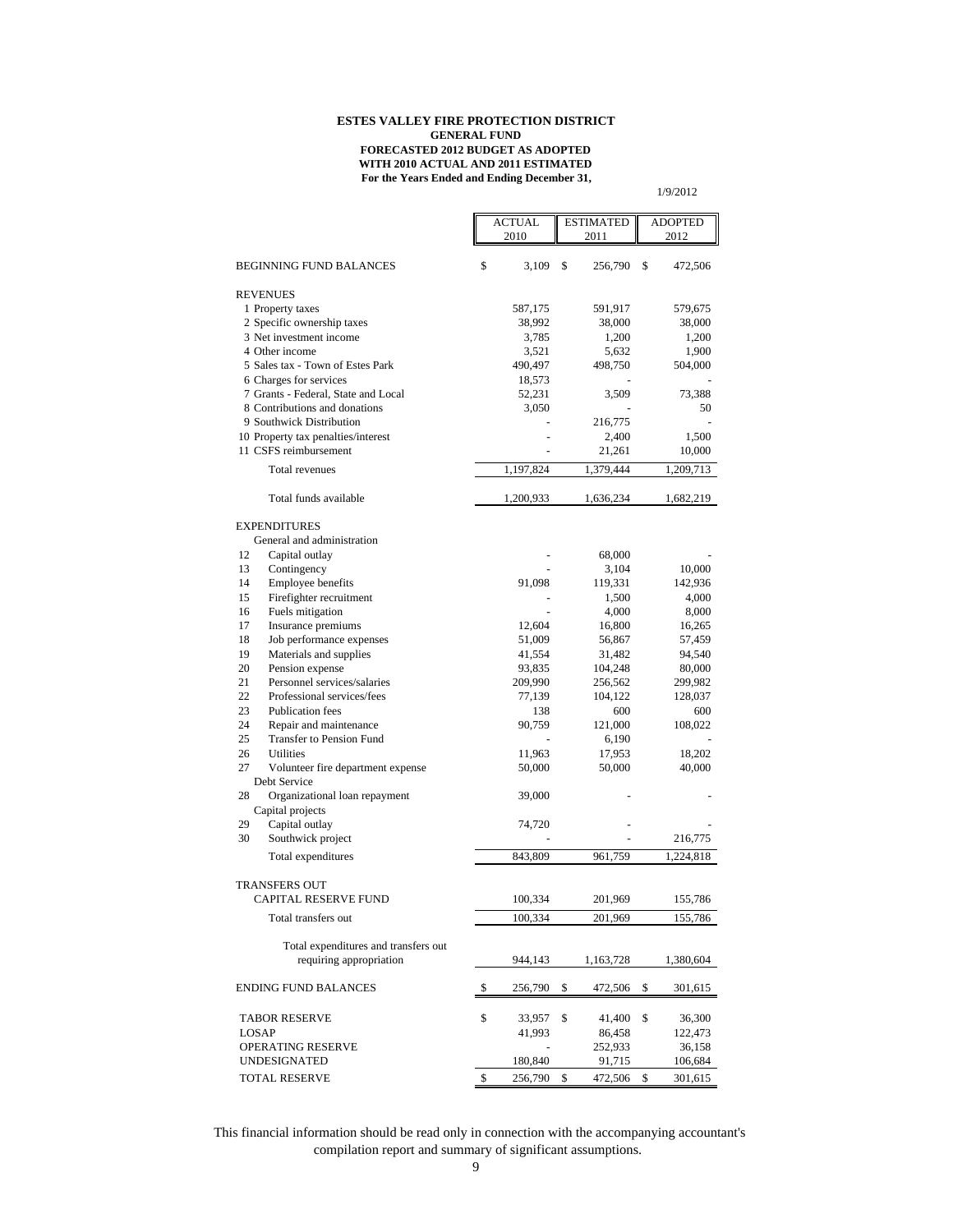**ESTES VALLEY FIRE PROTECTION DISTRICT**
**GENERAL FUND**
**FORECASTED 2012 BUDGET AS ADOPTED**
**WITH 2010 ACTUAL AND 2011 ESTIMATED**
**For the Years Ended and Ending December 31,**

1/9/2012

| | ACTUAL 2010 | ESTIMATED 2011 | ADOPTED 2012 |
|---|---|---|---|
| BEGINNING FUND BALANCES | $ 3,109 | $ 256,790 | $ 472,506 |
| **REVENUES** | | | |
| 1 Property taxes | 587,175 | 591,917 | 579,675 |
| 2 Specific ownership taxes | 38,992 | 38,000 | 38,000 |
| 3 Net investment income | 3,785 | 1,200 | 1,200 |
| 4 Other income | 3,521 | 5,632 | 1,900 |
| 5 Sales tax - Town of Estes Park | 490,497 | 498,750 | 504,000 |
| 6 Charges for services | 18,573 | - | - |
| 7 Grants - Federal, State and Local | 52,231 | 3,509 | 73,388 |
| 8 Contributions and donations | 3,050 | - | 50 |
| 9 Southwick Distribution | - | 216,775 | - |
| 10 Property tax penalties/interest | - | 2,400 | 1,500 |
| 11 CSFS reimbursement | - | 21,261 | 10,000 |
| Total revenues | 1,197,824 | 1,379,444 | 1,209,713 |
| Total funds available | 1,200,933 | 1,636,234 | 1,682,219 |
| **EXPENDITURES** | | | |
| General and administration | | | |
| 12 Capital outlay | - | 68,000 | - |
| 13 Contingency | - | 3,104 | 10,000 |
| 14 Employee benefits | 91,098 | 119,331 | 142,936 |
| 15 Firefighter recruitment | - | 1,500 | 4,000 |
| 16 Fuels mitigation | - | 4,000 | 8,000 |
| 17 Insurance premiums | 12,604 | 16,800 | 16,265 |
| 18 Job performance expenses | 51,009 | 56,867 | 57,459 |
| 19 Materials and supplies | 41,554 | 31,482 | 94,540 |
| 20 Pension expense | 93,835 | 104,248 | 80,000 |
| 21 Personnel services/salaries | 209,990 | 256,562 | 299,982 |
| 22 Professional services/fees | 77,139 | 104,122 | 128,037 |
| 23 Publication fees | 138 | 600 | 600 |
| 24 Repair and maintenance | 90,759 | 121,000 | 108,022 |
| 25 Transfer to Pension Fund | - | 6,190 | - |
| 26 Utilities | 11,963 | 17,953 | 18,202 |
| 27 Volunteer fire department expense | 50,000 | 50,000 | 40,000 |
| Debt Service | | | |
| 28 Organizational loan repayment | 39,000 | - | - |
| Capital projects | | | |
| 29 Capital outlay | 74,720 | - | - |
| 30 Southwick project | - | - | 216,775 |
| Total expenditures | 843,809 | 961,759 | 1,224,818 |
| **TRANSFERS OUT** | | | |
| CAPITAL RESERVE FUND | 100,334 | 201,969 | 155,786 |
| Total transfers out | 100,334 | 201,969 | 155,786 |
| Total expenditures and transfers out requiring appropriation | 944,143 | 1,163,728 | 1,380,604 |
| ENDING FUND BALANCES | $ 256,790 | $ 472,506 | $ 301,615 |
| TABOR RESERVE | $ 33,957 | $ 41,400 | $ 36,300 |
| LOSAP | 41,993 | 86,458 | 122,473 |
| OPERATING RESERVE | - | 252,933 | 36,158 |
| UNDESIGNATED | 180,840 | 91,715 | 106,684 |
| TOTAL RESERVE | $ 256,790 | $ 472,506 | $ 301,615 |

This financial information should be read only in connection with the accompanying accountant's compilation report and summary of significant assumptions.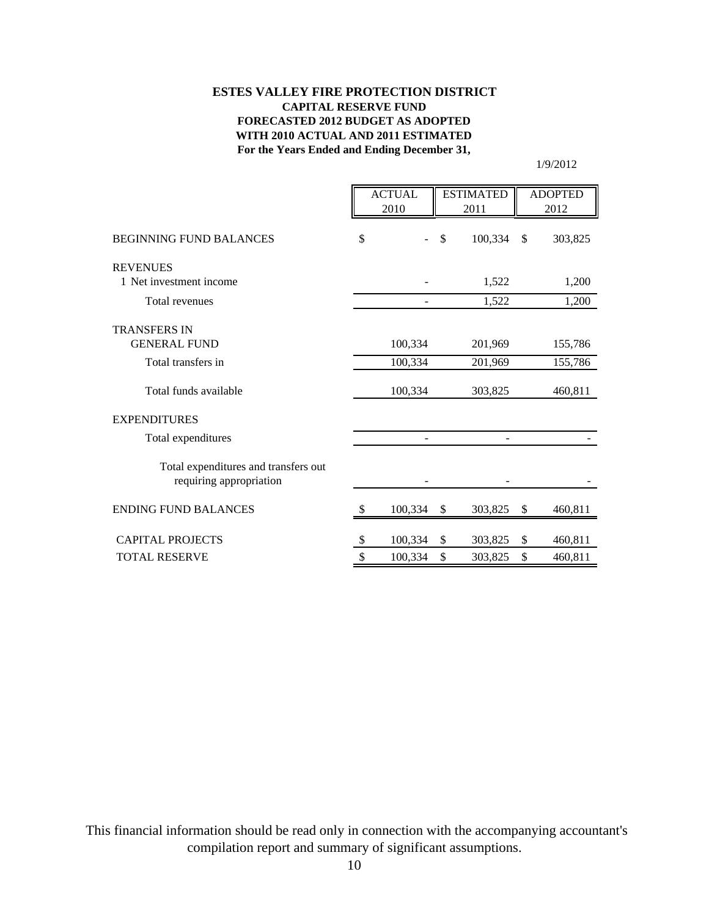# ESTES VALLEY FIRE PROTECTION DISTRICT
## CAPITAL RESERVE FUND
### FORECASTED 2012 BUDGET AS ADOPTED
### WITH 2010 ACTUAL AND 2011 ESTIMATED
### For the Years Ended and Ending December 31,

1/9/2012

| | ACTUAL 2010 | ESTIMATED 2011 | ADOPTED 2012 |
|---|---|---|---|
| BEGINNING FUND BALANCES | $ - | $ 100,334 | $ 303,825 |
| REVENUES | | | |
| 1 Net investment income | - | 1,522 | 1,200 |
| Total revenues | - | 1,522 | 1,200 |
| TRANSFERS IN | | | |
| GENERAL FUND | 100,334 | 201,969 | 155,786 |
| Total transfers in | 100,334 | 201,969 | 155,786 |
| Total funds available | 100,334 | 303,825 | 460,811 |
| EXPENDITURES | | | |
| Total expenditures | - | - | - |
| Total expenditures and transfers out requiring appropriation | - | - | - |
| ENDING FUND BALANCES | $ 100,334 | $ 303,825 | $ 460,811 |
| CAPITAL PROJECTS | $ 100,334 | $ 303,825 | $ 460,811 |
| TOTAL RESERVE | $ 100,334 | $ 303,825 | $ 460,811 |

This financial information should be read only in connection with the accompanying accountant's compilation report and summary of significant assumptions.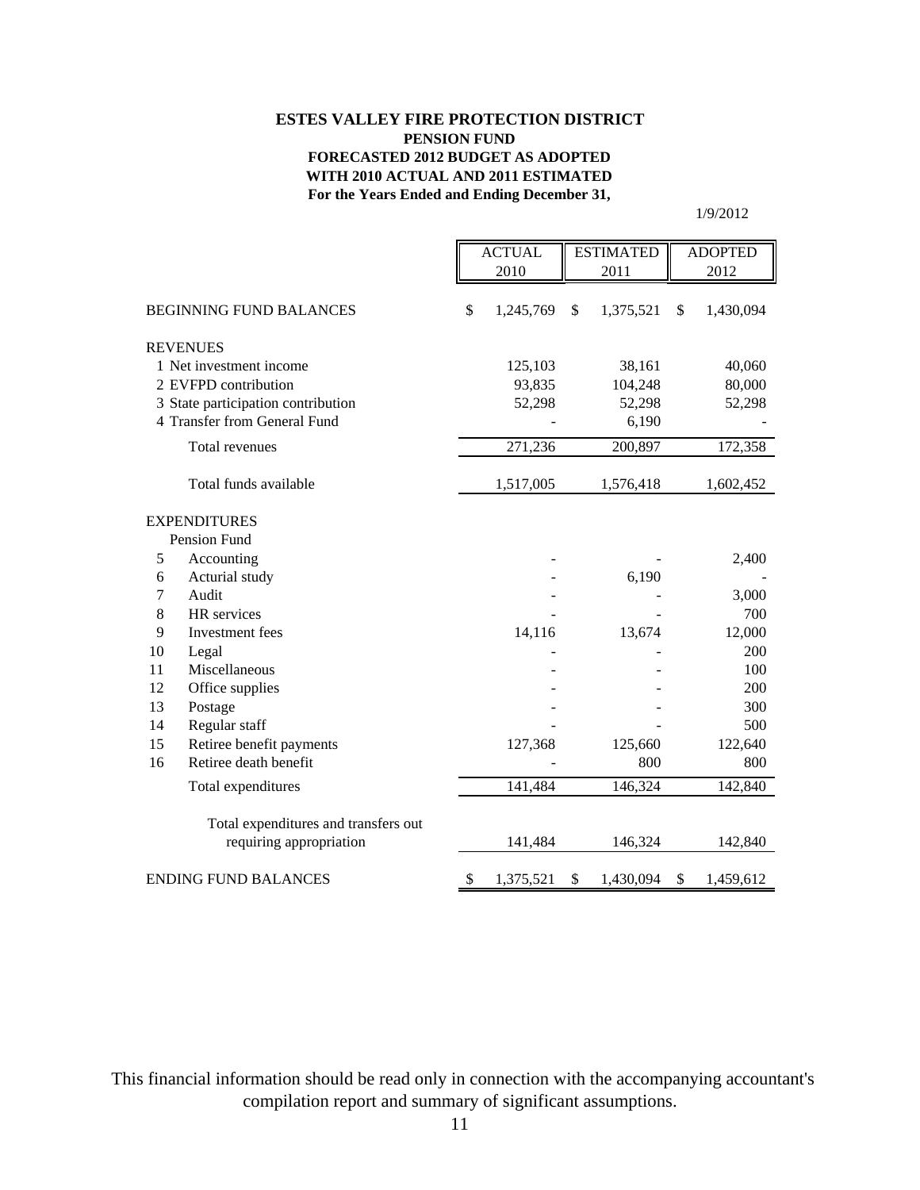**ESTES VALLEY FIRE PROTECTION DISTRICT**
**PENSION FUND**
**FORECASTED 2012 BUDGET AS ADOPTED**
**WITH 2010 ACTUAL AND 2011 ESTIMATED**
**For the Years Ended and Ending December 31,**

1/9/2012

| | | ACTUAL 2010 | ESTIMATED 2011 | ADOPTED 2012 |
|---|---|---|---|---|
| BEGINNING FUND BALANCES | | $ 1,245,769 | $ 1,375,521 | $ 1,430,094 |
| REVENUES | | | | |
| 1 | Net investment income | 125,103 | 38,161 | 40,060 |
| 2 | EVFPD contribution | 93,835 | 104,248 | 80,000 |
| 3 | State participation contribution | 52,298 | 52,298 | 52,298 |
| 4 | Transfer from General Fund | - | 6,190 | - |
| | Total revenues | 271,236 | 200,897 | 172,358 |
| | Total funds available | 1,517,005 | 1,576,418 | 1,602,452 |
| EXPENDITURES | | | | |
| | Pension Fund | | | |
| 5 | Accounting | - | - | 2,400 |
| 6 | Acturial study | - | 6,190 | - |
| 7 | Audit | - | - | 3,000 |
| 8 | HR services | - | - | 700 |
| 9 | Investment fees | 14,116 | 13,674 | 12,000 |
| 10 | Legal | - | - | 200 |
| 11 | Miscellaneous | - | - | 100 |
| 12 | Office supplies | - | - | 200 |
| 13 | Postage | - | - | 300 |
| 14 | Regular staff | - | - | 500 |
| 15 | Retiree benefit payments | 127,368 | 125,660 | 122,640 |
| 16 | Retiree death benefit | - | 800 | 800 |
| | Total expenditures | 141,484 | 146,324 | 142,840 |
| | Total expenditures and transfers out requiring appropriation | 141,484 | 146,324 | 142,840 |
| ENDING FUND BALANCES | | $ 1,375,521 | $ 1,430,094 | $ 1,459,612 |

This financial information should be read only in connection with the accompanying accountant's compilation report and summary of significant assumptions.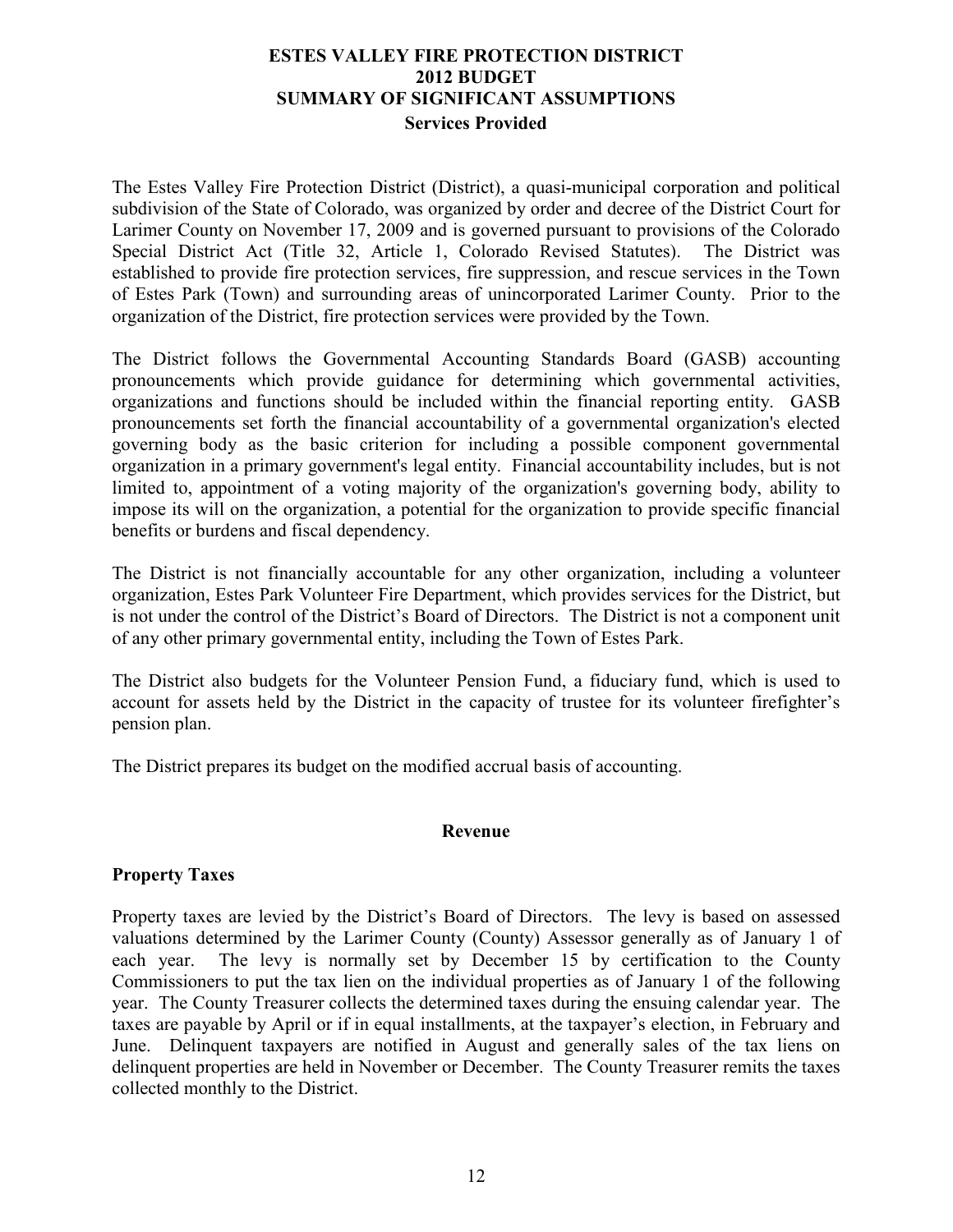# ESTES VALLEY FIRE PROTECTION DISTRICT
# 2012 BUDGET
# SUMMARY OF SIGNIFICANT ASSUMPTIONS

## Services Provided

The Estes Valley Fire Protection District (District), a quasi-municipal corporation and political subdivision of the State of Colorado, was organized by order and decree of the District Court for Larimer County on November 17, 2009 and is governed pursuant to provisions of the Colorado Special District Act (Title 32, Article 1, Colorado Revised Statutes). The District was established to provide fire protection services, fire suppression, and rescue services in the Town of Estes Park (Town) and surrounding areas of unincorporated Larimer County. Prior to the organization of the District, fire protection services were provided by the Town.

The District follows the Governmental Accounting Standards Board (GASB) accounting pronouncements which provide guidance for determining which governmental activities, organizations and functions should be included within the financial reporting entity. GASB pronouncements set forth the financial accountability of a governmental organization's elected governing body as the basic criterion for including a possible component governmental organization in a primary government's legal entity. Financial accountability includes, but is not limited to, appointment of a voting majority of the organization's governing body, ability to impose its will on the organization, a potential for the organization to provide specific financial benefits or burdens and fiscal dependency.

The District is not financially accountable for any other organization, including a volunteer organization, Estes Park Volunteer Fire Department, which provides services for the District, but is not under the control of the District's Board of Directors. The District is not a component unit of any other primary governmental entity, including the Town of Estes Park.

The District also budgets for the Volunteer Pension Fund, a fiduciary fund, which is used to account for assets held by the District in the capacity of trustee for its volunteer firefighter's pension plan.

The District prepares its budget on the modified accrual basis of accounting.

## Revenue

### Property Taxes

Property taxes are levied by the District's Board of Directors. The levy is based on assessed valuations determined by the Larimer County (County) Assessor generally as of January 1 of each year. The levy is normally set by December 15 by certification to the County Commissioners to put the tax lien on the individual properties as of January 1 of the following year. The County Treasurer collects the determined taxes during the ensuing calendar year. The taxes are payable by April or if in equal installments, at the taxpayer's election, in February and June. Delinquent taxpayers are notified in August and generally sales of the tax liens on delinquent properties are held in November or December. The County Treasurer remits the taxes collected monthly to the District.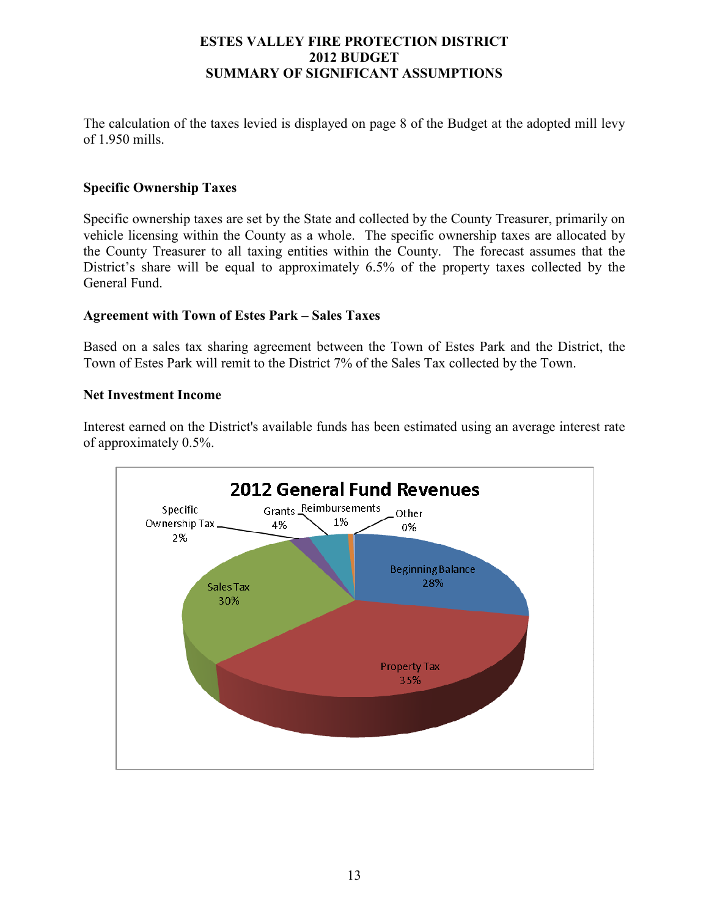The calculation of the taxes levied is displayed on page 8 of the Budget at the adopted mill levy of 1.950 mills.

### Specific Ownership Taxes

Specific ownership taxes are set by the State and collected by the County Treasurer, primarily on vehicle licensing within the County as a whole. The specific ownership taxes are allocated by the County Treasurer to all taxing entities within the County. The forecast assumes that the District's share will be equal to approximately 6.5% of the property taxes collected by the General Fund.

### Agreement with Town of Estes Park – Sales Taxes

Based on a sales tax sharing agreement between the Town of Estes Park and the District, the Town of Estes Park will remit to the District 7% of the Sales Tax collected by the Town.

### Net Investment Income

Interest earned on the District's available funds has been estimated using an average interest rate of approximately 0.5%.

**2012 General Fund Revenues**

- Beginning Balance 28%
- Property Tax 35%
- Sales Tax 30%
- Specific Ownership Tax 2%
- Grants 4%
- Reimbursements 1%
- Other 0%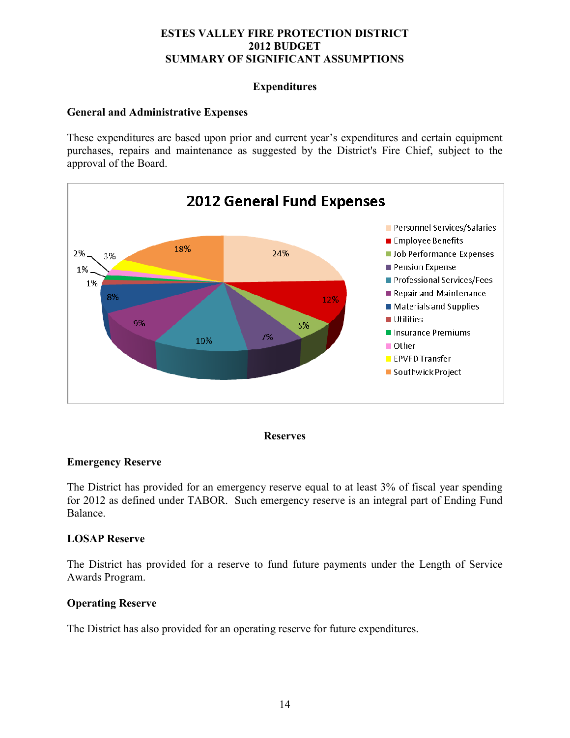**ESTES VALLEY FIRE PROTECTION DISTRICT**
**2012 BUDGET**
**SUMMARY OF SIGNIFICANT ASSUMPTIONS**

## Expenditures

### General and Administrative Expenses

These expenditures are based upon prior and current year's expenditures and certain equipment purchases, repairs and maintenance as suggested by the District's Fire Chief, subject to the approval of the Board.

**2012 General Fund Expenses**

| Category | Percent |
|---|---|
| Personnel Services/Salaries | 24% |
| Employee Benefits | 12% |
| Job Performance Expenses | 5% |
| Pension Expense | 7% |
| Professional Services/Fees | 10% |
| Repair and Maintenance | 9% |
| Materials and Supplies | 8% |
| Utilities | 1% |
| Insurance Premiums | 1% |
| Other | 2% |
| EPVFD Transfer | 3% |
| Southwick Project | 18% |

## Reserves

### Emergency Reserve

The District has provided for an emergency reserve equal to at least 3% of fiscal year spending for 2012 as defined under TABOR. Such emergency reserve is an integral part of Ending Fund Balance.

### LOSAP Reserve

The District has provided for a reserve to fund future payments under the Length of Service Awards Program.

### Operating Reserve

The District has also provided for an operating reserve for future expenditures.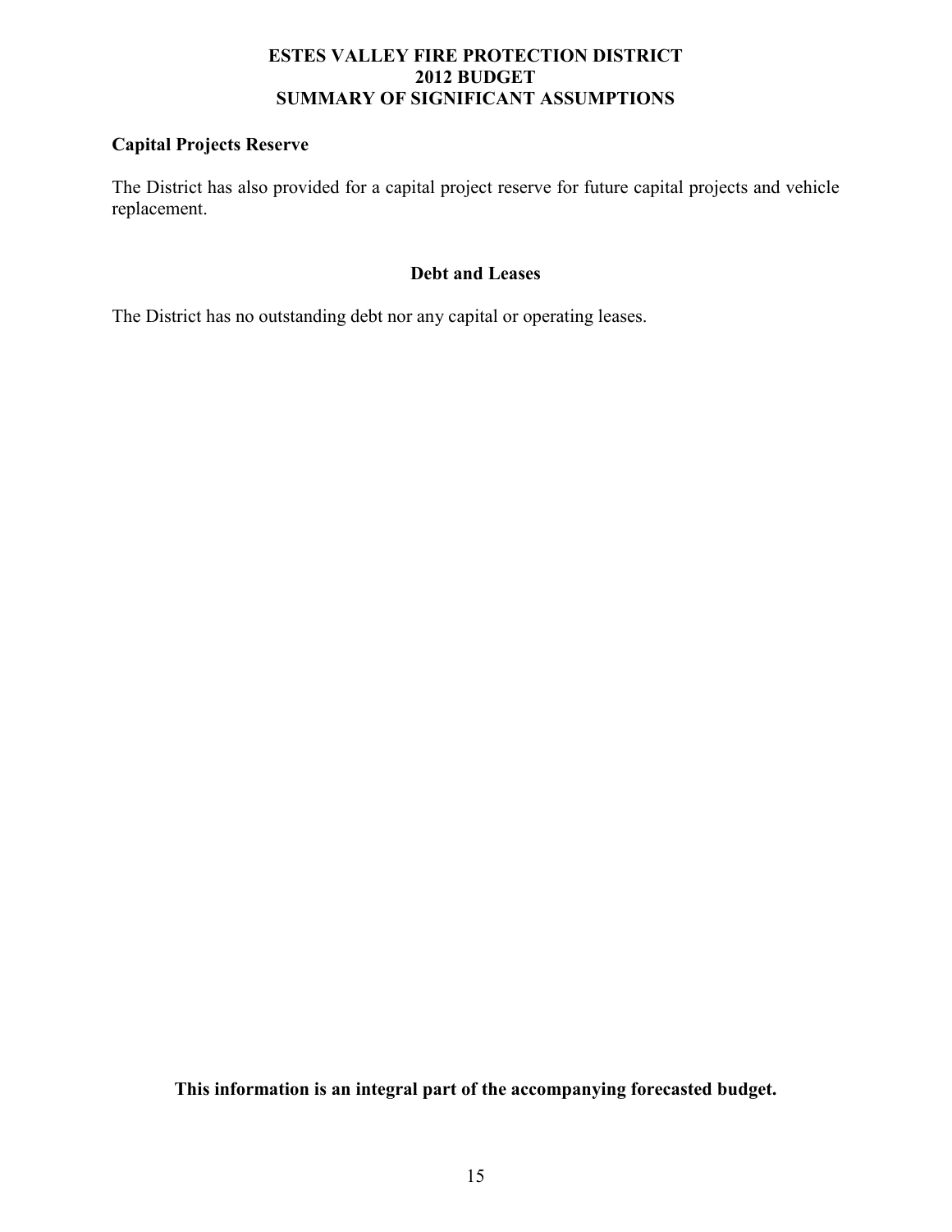# ESTES VALLEY FIRE PROTECTION DISTRICT
## 2012 BUDGET
## SUMMARY OF SIGNIFICANT ASSUMPTIONS

### Capital Projects Reserve

The District has also provided for a capital project reserve for future capital projects and vehicle replacement.

### Debt and Leases

The District has no outstanding debt nor any capital or operating leases.

**This information is an integral part of the accompanying forecasted budget.**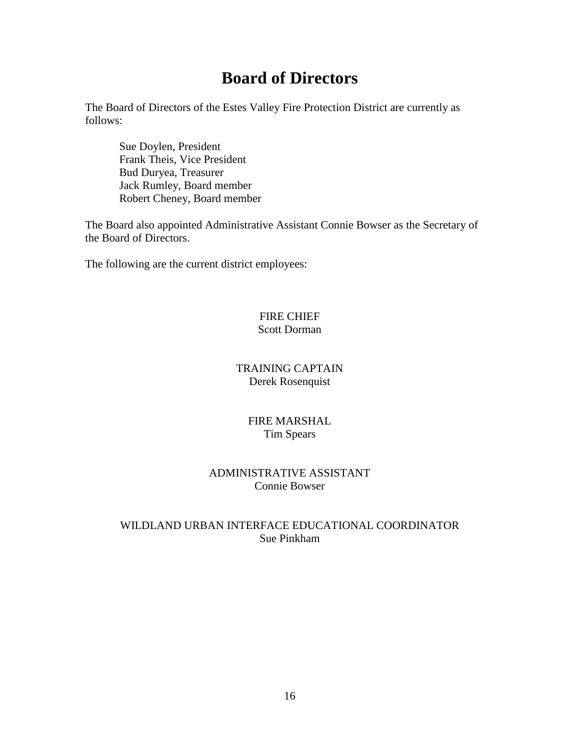# Board of Directors

The Board of Directors of the Estes Valley Fire Protection District are currently as follows:

Sue Doylen, President
Frank Theis, Vice President
Bud Duryea, Treasurer
Jack Rumley, Board member
Robert Cheney, Board member

The Board also appointed Administrative Assistant Connie Bowser as the Secretary of the Board of Directors.

The following are the current district employees:

FIRE CHIEF
Scott Dorman

TRAINING CAPTAIN
Derek Rosenquist

FIRE MARSHAL
Tim Spears

ADMINISTRATIVE ASSISTANT
Connie Bowser

WILDLAND URBAN INTERFACE EDUCATIONAL COORDINATOR
Sue Pinkham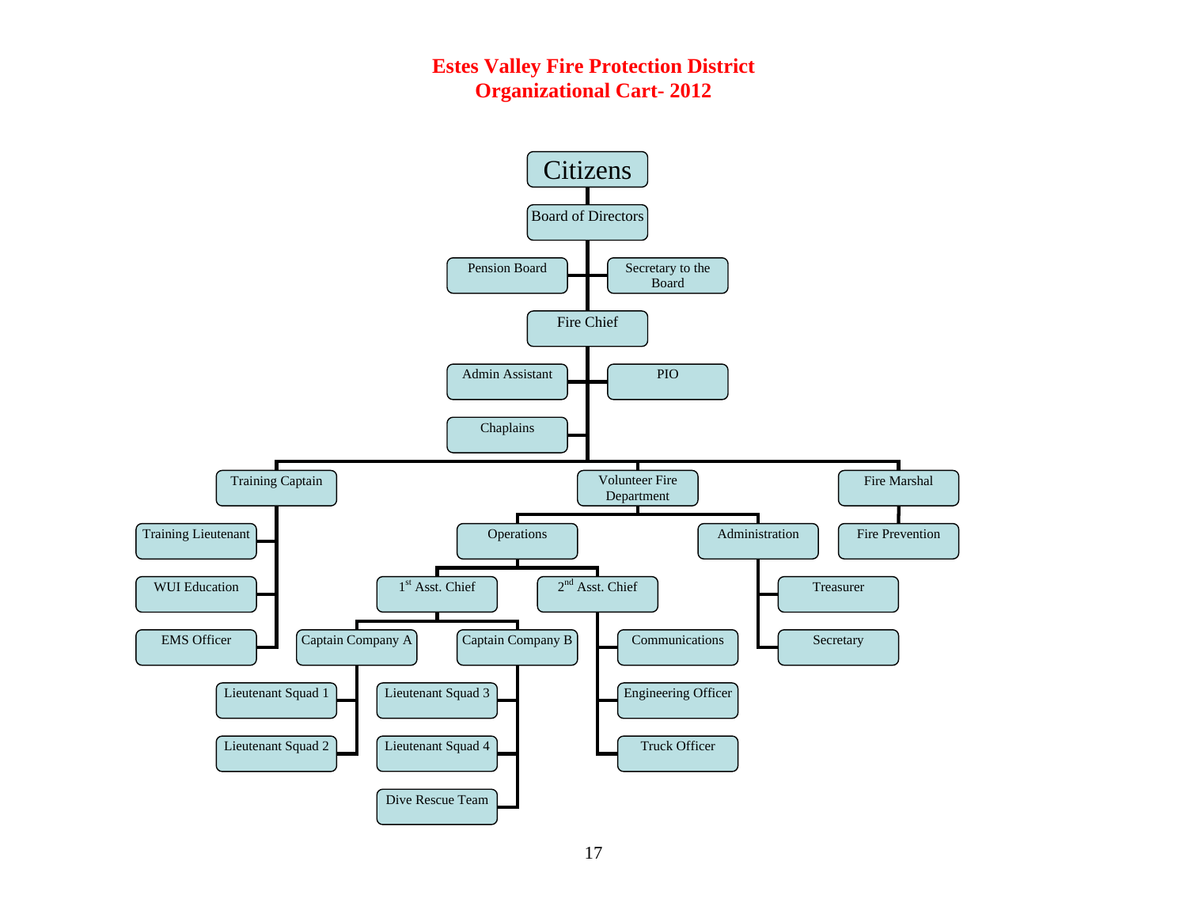# Estes Valley Fire Protection District
# Organizational Cart- 2012

Citizens

Board of Directors

Pension Board

Secretary to the Board

Fire Chief

Admin Assistant

PIO

Chaplains

Training Captain

Volunteer Fire Department

Fire Marshal

Training Lieutenant

WUI Education

EMS Officer

Operations

Administration

Fire Prevention

1st Asst. Chief

2nd Asst. Chief

Treasurer

Secretary

Captain Company A

Captain Company B

Communications

Engineering Officer

Truck Officer

Lieutenant Squad 1

Lieutenant Squad 2

Lieutenant Squad 3

Lieutenant Squad 4

Dive Rescue Team